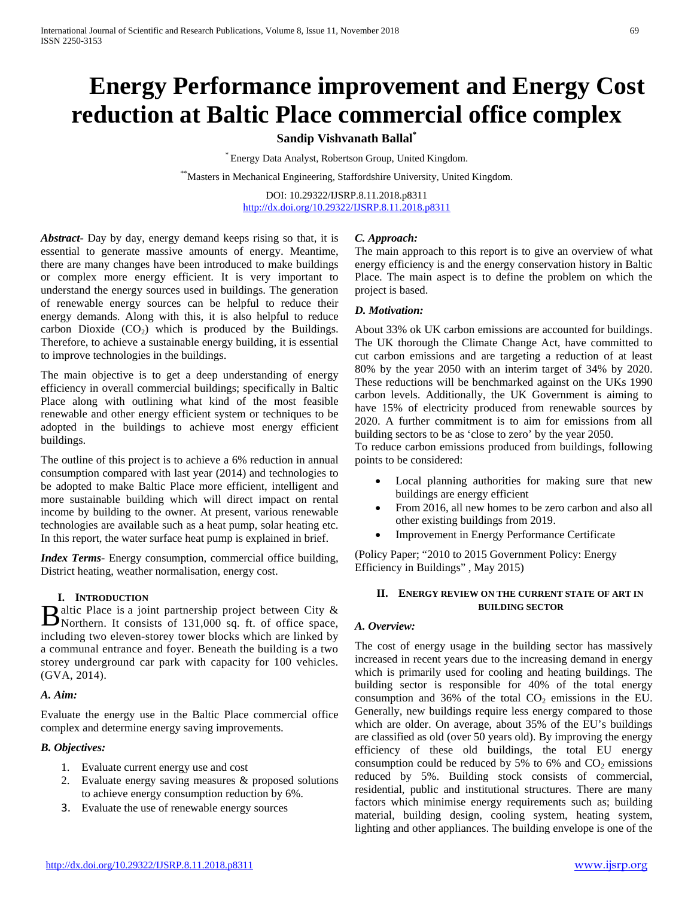# Energy Performance improvement and Energy Cost reduction at Baltic Place commercial office complex

**Sandip Vishvanath Ballal***

* Energy Data Analyst, Robertson Group, United Kingdom.

** Masters in Mechanical Engineering, Staffordshire University, United Kingdom.

DOI: 10.29322/IJSRP.8.11.2018.p8311
http://dx.doi.org/10.29322/IJSRP.8.11.2018.p8311

***Abstract***- Day by day, energy demand keeps rising so that, it is essential to generate massive amounts of energy. Meantime, there are many changes have been introduced to make buildings or complex more energy efficient. It is very important to understand the energy sources used in buildings. The generation of renewable energy sources can be helpful to reduce their energy demands. Along with this, it is also helpful to reduce carbon Dioxide ($CO_2$) which is produced by the Buildings. Therefore, to achieve a sustainable energy building, it is essential to improve technologies in the buildings.

The main objective is to get a deep understanding of energy efficiency in overall commercial buildings; specifically in Baltic Place along with outlining what kind of the most feasible renewable and other energy efficient system or techniques to be adopted in the buildings to achieve most energy efficient buildings.

The outline of this project is to achieve a 6% reduction in annual consumption compared with last year (2014) and technologies to be adopted to make Baltic Place more efficient, intelligent and more sustainable building which will direct impact on rental income by building to the owner. At present, various renewable technologies are available such as a heat pump, solar heating etc. In this report, the water surface heat pump is explained in brief.

***Index Terms***- Energy consumption, commercial office building, District heating, weather normalisation, energy cost.

## I. Introduction

Baltic Place is a joint partnership project between City & Northern. It consists of 131,000 sq. ft. of office space, including two eleven-storey tower blocks which are linked by a communal entrance and foyer. Beneath the building is a two storey underground car park with capacity for 100 vehicles. (GVA, 2014).

### *A. Aim:*

Evaluate the energy use in the Baltic Place commercial office complex and determine energy saving improvements.

### *B. Objectives:*

1. Evaluate current energy use and cost
2. Evaluate energy saving measures & proposed solutions to achieve energy consumption reduction by 6%.
3. Evaluate the use of renewable energy sources

### *C. Approach:*

The main approach to this report is to give an overview of what energy efficiency is and the energy conservation history in Baltic Place. The main aspect is to define the problem on which the project is based.

### *D. Motivation:*

About 33% ok UK carbon emissions are accounted for buildings. The UK thorough the Climate Change Act, have committed to cut carbon emissions and are targeting a reduction of at least 80% by the year 2050 with an interim target of 34% by 2020. These reductions will be benchmarked against on the UKs 1990 carbon levels. Additionally, the UK Government is aiming to have 15% of electricity produced from renewable sources by 2020. A further commitment is to aim for emissions from all building sectors to be as 'close to zero' by the year 2050.
To reduce carbon emissions produced from buildings, following points to be considered:

- Local planning authorities for making sure that new buildings are energy efficient
- From 2016, all new homes to be zero carbon and also all other existing buildings from 2019.
- Improvement in Energy Performance Certificate

(Policy Paper; "2010 to 2015 Government Policy: Energy Efficiency in Buildings" , May 2015)

## II. Energy review on the current state of art in building sector

### *A. Overview:*

The cost of energy usage in the building sector has massively increased in recent years due to the increasing demand in energy which is primarily used for cooling and heating buildings. The building sector is responsible for 40% of the total energy consumption and 36% of the total $CO_2$ emissions in the EU. Generally, new buildings require less energy compared to those which are older. On average, about 35% of the EU's buildings are classified as old (over 50 years old). By improving the energy efficiency of these old buildings, the total EU energy consumption could be reduced by 5% to 6% and $CO_2$ emissions reduced by 5%. Building stock consists of commercial, residential, public and institutional structures. There are many factors which minimise energy requirements such as; building material, building design, cooling system, heating system, lighting and other appliances. The building envelope is one of the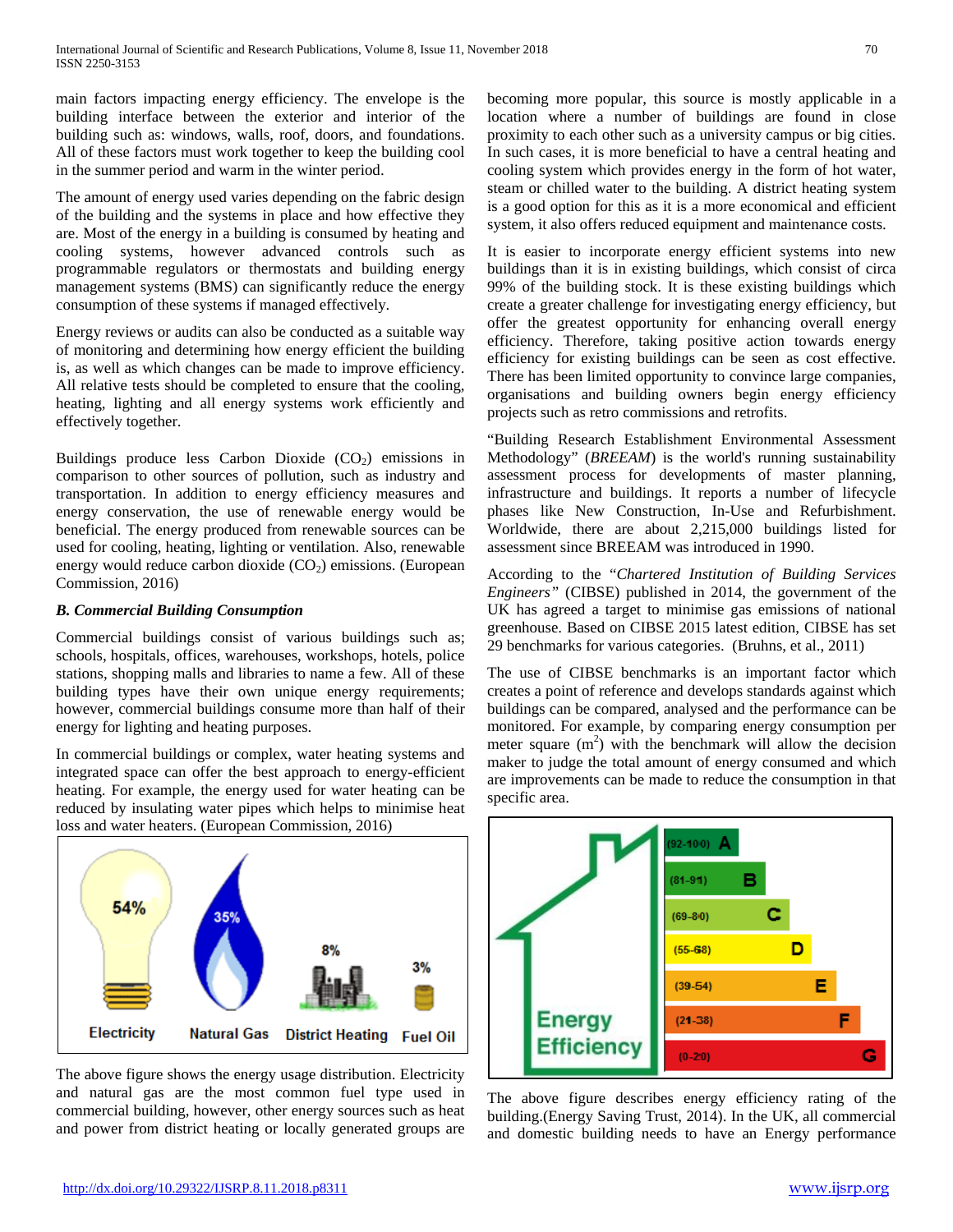main factors impacting energy efficiency. The envelope is the building interface between the exterior and interior of the building such as: windows, walls, roof, doors, and foundations. All of these factors must work together to keep the building cool in the summer period and warm in the winter period.

The amount of energy used varies depending on the fabric design of the building and the systems in place and how effective they are. Most of the energy in a building is consumed by heating and cooling systems, however advanced controls such as programmable regulators or thermostats and building energy management systems (BMS) can significantly reduce the energy consumption of these systems if managed effectively.

Energy reviews or audits can also be conducted as a suitable way of monitoring and determining how energy efficient the building is, as well as which changes can be made to improve efficiency. All relative tests should be completed to ensure that the cooling, heating, lighting and all energy systems work efficiently and effectively together.

Buildings produce less Carbon Dioxide ($CO_2$) emissions in comparison to other sources of pollution, such as industry and transportation. In addition to energy efficiency measures and energy conservation, the use of renewable energy would be beneficial. The energy produced from renewable sources can be used for cooling, heating, lighting or ventilation. Also, renewable energy would reduce carbon dioxide ($CO_2$) emissions. (European Commission, 2016)

### *B. Commercial Building Consumption*

Commercial buildings consist of various buildings such as; schools, hospitals, offices, warehouses, workshops, hotels, police stations, shopping malls and libraries to name a few. All of these building types have their own unique energy requirements; however, commercial buildings consume more than half of their energy for lighting and heating purposes.

In commercial buildings or complex, water heating systems and integrated space can offer the best approach to energy-efficient heating. For example, the energy used for water heating can be reduced by insulating water pipes which helps to minimise heat loss and water heaters. (European Commission, 2016)

54% Electricity | 35% Natural Gas | 8% District Heating | 3% Fuel Oil

The above figure shows the energy usage distribution. Electricity and natural gas are the most common fuel type used in commercial building, however, other energy sources such as heat and power from district heating or locally generated groups are becoming more popular, this source is mostly applicable in a location where a number of buildings are found in close proximity to each other such as a university campus or big cities. In such cases, it is more beneficial to have a central heating and cooling system which provides energy in the form of hot water, steam or chilled water to the building. A district heating system is a good option for this as it is a more economical and efficient system, it also offers reduced equipment and maintenance costs.

It is easier to incorporate energy efficient systems into new buildings than it is in existing buildings, which consist of circa 99% of the building stock. It is these existing buildings which create a greater challenge for investigating energy efficiency, but offer the greatest opportunity for enhancing overall energy efficiency. Therefore, taking positive action towards energy efficiency for existing buildings can be seen as cost effective. There has been limited opportunity to convince large companies, organisations and building owners begin energy efficiency projects such as retro commissions and retrofits.

"Building Research Establishment Environmental Assessment Methodology" (*BREEAM*) is the world's running sustainability assessment process for developments of master planning, infrastructure and buildings. It reports a number of lifecycle phases like New Construction, In-Use and Refurbishment. Worldwide, there are about 2,215,000 buildings listed for assessment since BREEAM was introduced in 1990.

According to the "*Chartered Institution of Building Services Engineers*" (CIBSE) published in 2014, the government of the UK has agreed a target to minimise gas emissions of national greenhouse. Based on CIBSE 2015 latest edition, CIBSE has set 29 benchmarks for various categories. (Bruhns, et al., 2011)

The use of CIBSE benchmarks is an important factor which creates a point of reference and develops standards against which buildings can be compared, analysed and the performance can be monitored. For example, by comparing energy consumption per meter square ($m^2$) with the benchmark will allow the decision maker to judge the total amount of energy consumed and which are improvements can be made to reduce the consumption in that specific area.

Energy Efficiency: (92-100) A | (81-91) B | (69-80) C | (55-68) D | (39-54) E | (21-38) F | (0-20) G

The above figure describes energy efficiency rating of the building.(Energy Saving Trust, 2014). In the UK, all commercial and domestic building needs to have an Energy performance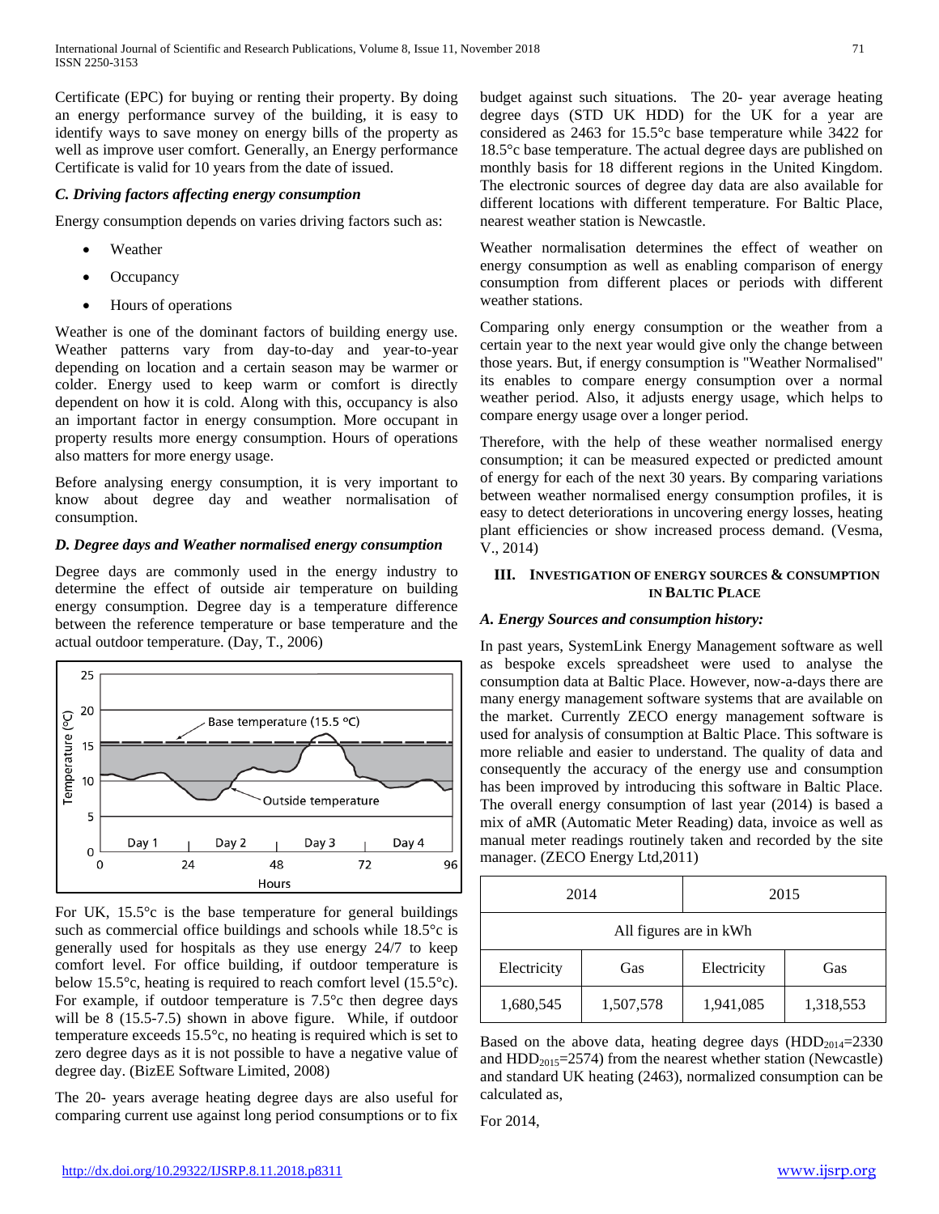Certificate (EPC) for buying or renting their property. By doing an energy performance survey of the building, it is easy to identify ways to save money on energy bills of the property as well as improve user comfort. Generally, an Energy performance Certificate is valid for 10 years from the date of issued.

### *C. Driving factors affecting energy consumption*

Energy consumption depends on varies driving factors such as:

- Weather
- Occupancy
- Hours of operations

Weather is one of the dominant factors of building energy use. Weather patterns vary from day-to-day and year-to-year depending on location and a certain season may be warmer or colder. Energy used to keep warm or comfort is directly dependent on how it is cold. Along with this, occupancy is also an important factor in energy consumption. More occupant in property results more energy consumption. Hours of operations also matters for more energy usage.

Before analysing energy consumption, it is very important to know about degree day and weather normalisation of consumption.

### *D. Degree days and Weather normalised energy consumption*

Degree days are commonly used in the energy industry to determine the effect of outside air temperature on building energy consumption. Degree day is a temperature difference between the reference temperature or base temperature and the actual outdoor temperature. (Day, T., 2006)

For UK, 15.5°c is the base temperature for general buildings such as commercial office buildings and schools while 18.5°c is generally used for hospitals as they use energy 24/7 to keep comfort level. For office building, if outdoor temperature is below 15.5°c, heating is required to reach comfort level (15.5°c). For example, if outdoor temperature is 7.5°c then degree days will be 8 (15.5-7.5) shown in above figure. While, if outdoor temperature exceeds 15.5°c, no heating is required which is set to zero degree days as it is not possible to have a negative value of degree day. (BizEE Software Limited, 2008)

The 20- years average heating degree days are also useful for comparing current use against long period consumptions or to fix budget against such situations. The 20- year average heating degree days (STD UK HDD) for the UK for a year are considered as 2463 for 15.5°c base temperature while 3422 for 18.5°c base temperature. The actual degree days are published on monthly basis for 18 different regions in the United Kingdom. The electronic sources of degree day data are also available for different locations with different temperature. For Baltic Place, nearest weather station is Newcastle.

Weather normalisation determines the effect of weather on energy consumption as well as enabling comparison of energy consumption from different places or periods with different weather stations.

Comparing only energy consumption or the weather from a certain year to the next year would give only the change between those years. But, if energy consumption is "Weather Normalised" its enables to compare energy consumption over a normal weather period. Also, it adjusts energy usage, which helps to compare energy usage over a longer period.

Therefore, with the help of these weather normalised energy consumption; it can be measured expected or predicted amount of energy for each of the next 30 years. By comparing variations between weather normalised energy consumption profiles, it is easy to detect deteriorations in uncovering energy losses, heating plant efficiencies or show increased process demand. (Vesma, V., 2014)

## III. Investigation of Energy Sources & Consumption in Baltic Place

### *A. Energy Sources and consumption history:*

In past years, SystemLink Energy Management software as well as bespoke excels spreadsheet were used to analyse the consumption data at Baltic Place. However, now-a-days there are many energy management software systems that are available on the market. Currently ZECO energy management software is used for analysis of consumption at Baltic Place. This software is more reliable and easier to understand. The quality of data and consequently the accuracy of the energy use and consumption has been improved by introducing this software in Baltic Place. The overall energy consumption of last year (2014) is based a mix of aMR (Automatic Meter Reading) data, invoice as well as manual meter readings routinely taken and recorded by the site manager. (ZECO Energy Ltd,2011)

| 2014 | | 2015 | |
|---|---|---|---|
| All figures are in kWh | | | |
| Electricity | Gas | Electricity | Gas |
| 1,680,545 | 1,507,578 | 1,941,085 | 1,318,553 |

Based on the above data, heating degree days ($HDD_{2014}$=2330 and $HDD_{2015}$=2574) from the nearest whether station (Newcastle) and standard UK heating (2463), normalized consumption can be calculated as,

For 2014,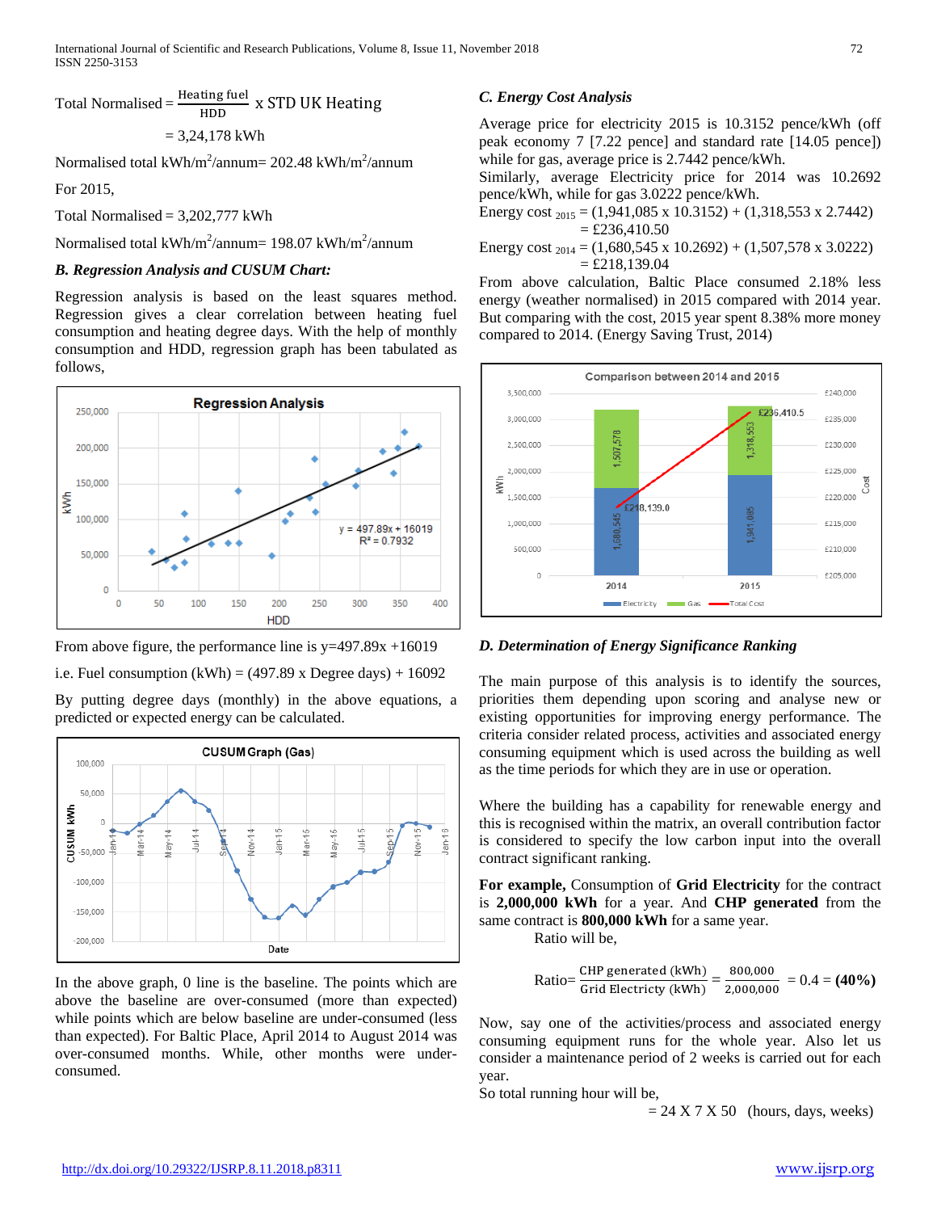$$\text{Total Normalised} = \frac{\text{Heating fuel}}{\text{HDD}} \times \text{STD UK Heating}$$

$$= 3{,}24{,}178 \text{ kWh}$$

Normalised total kWh/m$^2$/annum= 202.48 kWh/m$^2$/annum

For 2015,

Total Normalised = 3,202,777 kWh

Normalised total kWh/m$^2$/annum= 198.07 kWh/m$^2$/annum

### *B. Regression Analysis and CUSUM Chart:*

Regression analysis is based on the least squares method. Regression gives a clear correlation between heating fuel consumption and heating degree days. With the help of monthly consumption and HDD, regression graph has been tabulated as follows,

From above figure, the performance line is y=497.89x +16019

i.e. Fuel consumption (kWh) = (497.89 x Degree days) + 16092

By putting degree days (monthly) in the above equations, a predicted or expected energy can be calculated.

In the above graph, 0 line is the baseline. The points which are above the baseline are over-consumed (more than expected) while points which are below baseline are under-consumed (less than expected). For Baltic Place, April 2014 to August 2014 was over-consumed months. While, other months were under-consumed.

### *C. Energy Cost Analysis*

Average price for electricity 2015 is 10.3152 pence/kWh (off peak economy 7 [7.22 pence] and standard rate [14.05 pence]) while for gas, average price is 2.7442 pence/kWh.

Similarly, average Electricity price for 2014 was 10.2692 pence/kWh, while for gas 3.0222 pence/kWh.

Energy cost $_{2015}$ = (1,941,085 x 10.3152) + (1,318,553 x 2.7442)
= £236,410.50

Energy cost $_{2014}$ = (1,680,545 x 10.2692) + (1,507,578 x 3.0222)
= £218,139.04

From above calculation, Baltic Place consumed 2.18% less energy (weather normalised) in 2015 compared with 2014 year. But comparing with the cost, 2015 year spent 8.38% more money compared to 2014. (Energy Saving Trust, 2014)

### *D. Determination of Energy Significance Ranking*

The main purpose of this analysis is to identify the sources, priorities them depending upon scoring and analyse new or existing opportunities for improving energy performance. The criteria consider related process, activities and associated energy consuming equipment which is used across the building as well as the time periods for which they are in use or operation.

Where the building has a capability for renewable energy and this is recognised within the matrix, an overall contribution factor is considered to specify the low carbon input into the overall contract significant ranking.

**For example,** Consumption of **Grid Electricity** for the contract is **2,000,000 kWh** for a year. And **CHP generated** from the same contract is **800,000 kWh** for a same year.

Ratio will be,

$$\text{Ratio} = \frac{\text{CHP generated (kWh)}}{\text{Grid Electricity (kWh)}} = \frac{800{,}000}{2{,}000{,}000} = 0.4 = \mathbf{(40\%)}$$

Now, say one of the activities/process and associated energy consuming equipment runs for the whole year. Also let us consider a maintenance period of 2 weeks is carried out for each year.

So total running hour will be,

= 24 X 7 X 50 (hours, days, weeks)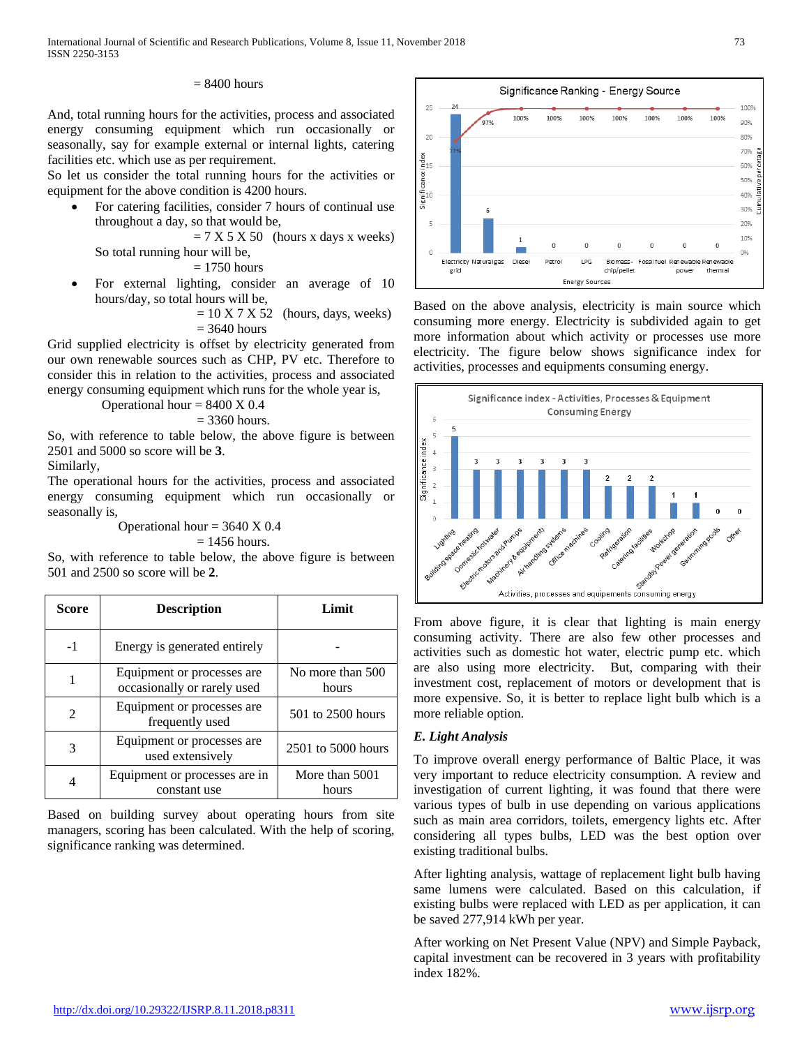= 8400 hours

And, total running hours for the activities, process and associated energy consuming equipment which run occasionally or seasonally, say for example external or internal lights, catering facilities etc. which use as per requirement.
So let us consider the total running hours for the activities or equipment for the above condition is 4200 hours.

- For catering facilities, consider 7 hours of continual use throughout a day, so that would be,
  = 7 X 5 X 50 (hours x days x weeks)
  So total running hour will be,
  = 1750 hours
- For external lighting, consider an average of 10 hours/day, so total hours will be,
  = 10 X 7 X 52 (hours, days, weeks)
  = 3640 hours

Grid supplied electricity is offset by electricity generated from our own renewable sources such as CHP, PV etc. Therefore to consider this in relation to the activities, process and associated energy consuming equipment which runs for the whole year is,

Operational hour = 8400 X 0.4
= 3360 hours.

So, with reference to table below, the above figure is between 2501 and 5000 so score will be **3**.
Similarly,
The operational hours for the activities, process and associated energy consuming equipment which run occasionally or seasonally is,

Operational hour = 3640 X 0.4
= 1456 hours.

So, with reference to table below, the above figure is between 501 and 2500 so score will be **2**.

| Score | Description | Limit |
|---|---|---|
| -1 | Energy is generated entirely | - |
| 1 | Equipment or processes are occasionally or rarely used | No more than 500 hours |
| 2 | Equipment or processes are frequently used | 501 to 2500 hours |
| 3 | Equipment or processes are used extensively | 2501 to 5000 hours |
| 4 | Equipment or processes are in constant use | More than 5001 hours |

Based on building survey about operating hours from site managers, scoring has been calculated. With the help of scoring, significance ranking was determined.

Based on the above analysis, electricity is main source which consuming more energy. Electricity is subdivided again to get more information about which activity or processes use more electricity. The figure below shows significance index for activities, processes and equipments consuming energy.

From above figure, it is clear that lighting is main energy consuming activity. There are also few other processes and activities such as domestic hot water, electric pump etc. which are also using more electricity. But, comparing with their investment cost, replacement of motors or development that is more expensive. So, it is better to replace light bulb which is a more reliable option.

### *E. Light Analysis*

To improve overall energy performance of Baltic Place, it was very important to reduce electricity consumption. A review and investigation of current lighting, it was found that there were various types of bulb in use depending on various applications such as main area corridors, toilets, emergency lights etc. After considering all types bulbs, LED was the best option over existing traditional bulbs.

After lighting analysis, wattage of replacement light bulb having same lumens were calculated. Based on this calculation, if existing bulbs were replaced with LED as per application, it can be saved 277,914 kWh per year.

After working on Net Present Value (NPV) and Simple Payback, capital investment can be recovered in 3 years with profitability index 182%.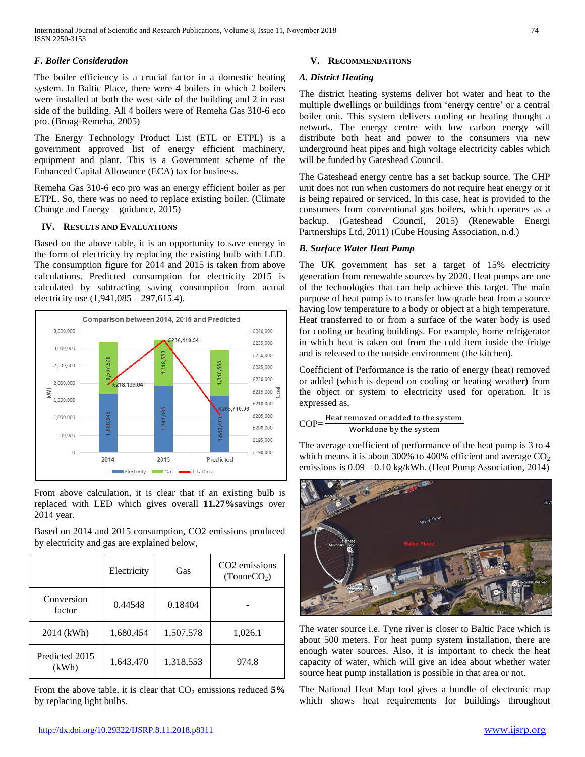### F. Boiler Consideration

The boiler efficiency is a crucial factor in a domestic heating system. In Baltic Place, there were 4 boilers in which 2 boilers were installed at both the west side of the building and 2 in east side of the building. All 4 boilers were of Remeha Gas 310-6 eco pro. (Broag-Remeha, 2005)

The Energy Technology Product List (ETL or ETPL) is a government approved list of energy efficient machinery, equipment and plant. This is a Government scheme of the Enhanced Capital Allowance (ECA) tax for business.

Remeha Gas 310-6 eco pro was an energy efficient boiler as per ETPL. So, there was no need to replace existing boiler. (Climate Change and Energy – guidance, 2015)

## IV. Results and Evaluations

Based on the above table, it is an opportunity to save energy in the form of electricity by replacing the existing bulb with LED. The consumption figure for 2014 and 2015 is taken from above calculations. Predicted consumption for electricity 2015 is calculated by subtracting saving consumption from actual electricity use (1,941,085 – 297,615.4).

From above calculation, it is clear that if an existing bulb is replaced with LED which gives overall **11.27%** savings over 2014 year.

Based on 2014 and 2015 consumption, CO2 emissions produced by electricity and gas are explained below,

| | Electricity | Gas | CO2 emissions ($TonneCO_2$) |
|---|---|---|---|
| Conversion factor | 0.44548 | 0.18404 | - |
| 2014 (kWh) | 1,680,454 | 1,507,578 | 1,026.1 |
| Predicted 2015 (kWh) | 1,643,470 | 1,318,553 | 974.8 |

From the above table, it is clear that $CO_2$ emissions reduced **5%** by replacing light bulbs.

## V. Recommendations

### A. District Heating

The district heating systems deliver hot water and heat to the multiple dwellings or buildings from 'energy centre' or a central boiler unit. This system delivers cooling or heating thought a network. The energy centre with low carbon energy will distribute both heat and power to the consumers via new underground heat pipes and high voltage electricity cables which will be funded by Gateshead Council.

The Gateshead energy centre has a set backup source. The CHP unit does not run when customers do not require heat energy or it is being repaired or serviced. In this case, heat is provided to the consumers from conventional gas boilers, which operates as a backup. (Gateshead Council, 2015) (Renewable Energi Partnerships Ltd, 2011) (Cube Housing Association, n.d.)

### B. Surface Water Heat Pump

The UK government has set a target of 15% electricity generation from renewable sources by 2020. Heat pumps are one of the technologies that can help achieve this target. The main purpose of heat pump is to transfer low-grade heat from a source having low temperature to a body or object at a high temperature. Heat transferred to or from a surface of the water body is used for cooling or heating buildings. For example, home refrigerator in which heat is taken out from the cold item inside the fridge and is released to the outside environment (the kitchen).

Coefficient of Performance is the ratio of energy (heat) removed or added (which is depend on cooling or heating weather) from the object or system to electricity used for operation. It is expressed as,

$$COP = \frac{\text{Heat removed or added to the system}}{\text{Workdone by the system}}$$

The average coefficient of performance of the heat pump is 3 to 4 which means it is about 300% to 400% efficient and average $CO_2$ emissions is 0.09 – 0.10 kg/kWh. (Heat Pump Association, 2014)

The water source i.e. Tyne river is closer to Baltic Pace which is about 500 meters. For heat pump system installation, there are enough water sources. Also, it is important to check the heat capacity of water, which will give an idea about whether water source heat pump installation is possible in that area or not.

The National Heat Map tool gives a bundle of electronic map which shows heat requirements for buildings throughout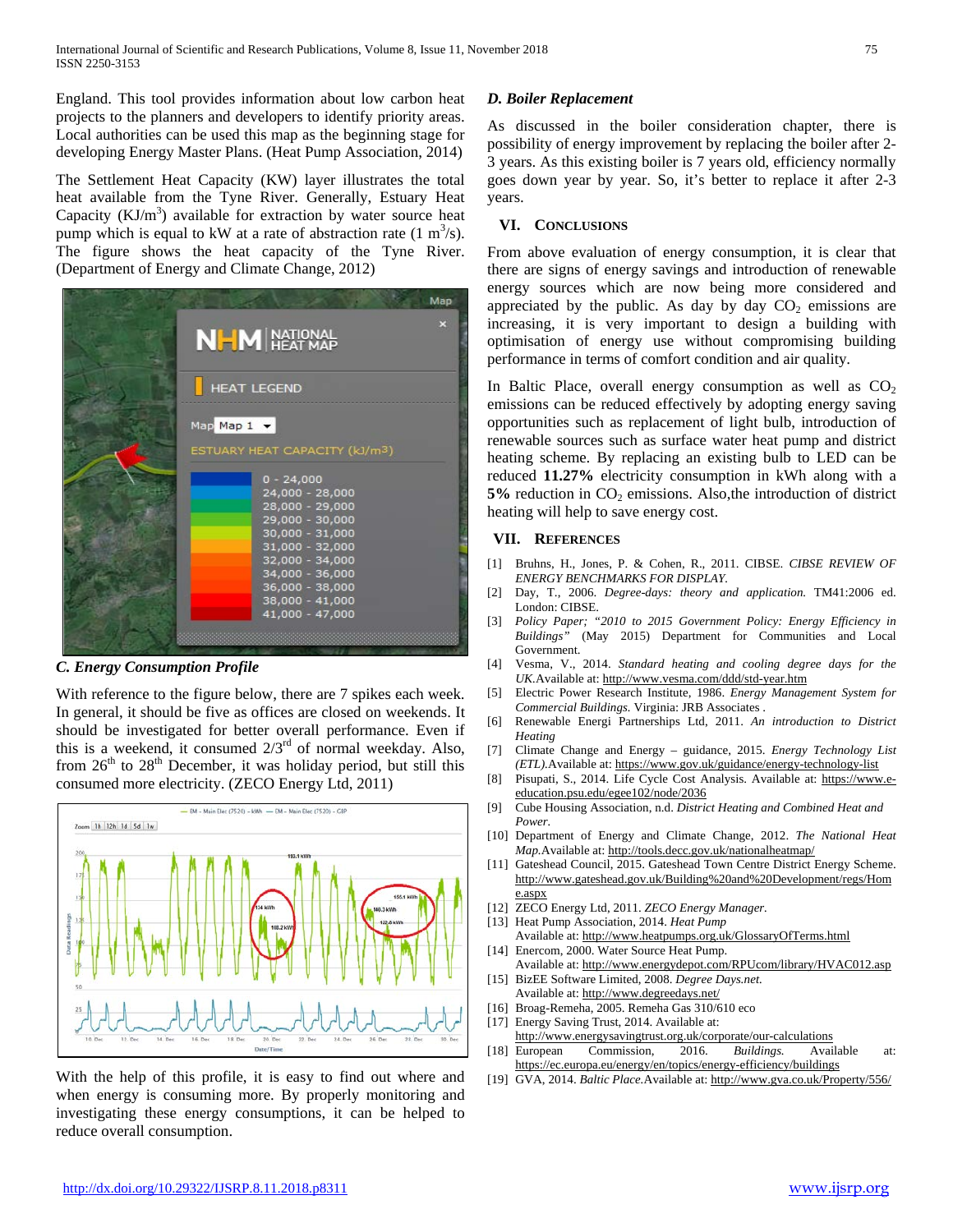England. This tool provides information about low carbon heat projects to the planners and developers to identify priority areas. Local authorities can be used this map as the beginning stage for developing Energy Master Plans. (Heat Pump Association, 2014)

The Settlement Heat Capacity (KW) layer illustrates the total heat available from the Tyne River. Generally, Estuary Heat Capacity ($KJ/m^3$) available for extraction by water source heat pump which is equal to kW at a rate of abstraction rate (1 $m^3/s$). The figure shows the heat capacity of the Tyne River. (Department of Energy and Climate Change, 2012)

### C. Energy Consumption Profile

With reference to the figure below, there are 7 spikes each week. In general, it should be five as offices are closed on weekends. It should be investigated for better overall performance. Even if this is a weekend, it consumed 2/3rd of normal weekday. Also, from 26th to 28th December, it was holiday period, but still this consumed more electricity. (ZECO Energy Ltd, 2011)

With the help of this profile, it is easy to find out where and when energy is consuming more. By properly monitoring and investigating these energy consumptions, it can be helped to reduce overall consumption.

### D. Boiler Replacement

As discussed in the boiler consideration chapter, there is possibility of energy improvement by replacing the boiler after 2-3 years. As this existing boiler is 7 years old, efficiency normally goes down year by year. So, it's better to replace it after 2-3 years.

## VI. Conclusions

From above evaluation of energy consumption, it is clear that there are signs of energy savings and introduction of renewable energy sources which are now being more considered and appreciated by the public. As day by day $CO_2$ emissions are increasing, it is very important to design a building with optimisation of energy use without compromising building performance in terms of comfort condition and air quality.

In Baltic Place, overall energy consumption as well as $CO_2$ emissions can be reduced effectively by adopting energy saving opportunities such as replacement of light bulb, introduction of renewable sources such as surface water heat pump and district heating scheme. By replacing an existing bulb to LED can be reduced **11.27%** electricity consumption in kWh along with a **5%** reduction in $CO_2$ emissions. Also,the introduction of district heating will help to save energy cost.

## VII. References

[1] Bruhns, H., Jones, P. & Cohen, R., 2011. CIBSE. *CIBSE REVIEW OF ENERGY BENCHMARKS FOR DISPLAY.*

[2] Day, T., 2006. *Degree-days: theory and application.* TM41:2006 ed. London: CIBSE.

[3] *Policy Paper; "2010 to 2015 Government Policy: Energy Efficiency in Buildings"* (May 2015) Department for Communities and Local Government.

[4] Vesma, V., 2014. *Standard heating and cooling degree days for the UK.*Available at: http://www.vesma.com/ddd/std-year.htm

[5] Electric Power Research Institute, 1986. *Energy Management System for Commercial Buildings.* Virginia: JRB Associates .

[6] Renewable Energi Partnerships Ltd, 2011. *An introduction to District Heating*

[7] Climate Change and Energy – guidance, 2015. *Energy Technology List (ETL).*Available at: https://www.gov.uk/guidance/energy-technology-list

[8] Pisupati, S., 2014. Life Cycle Cost Analysis. Available at: https://www.e-education.psu.edu/egee102/node/2036

[9] Cube Housing Association, n.d. *District Heating and Combined Heat and Power.*

[10] Department of Energy and Climate Change, 2012. *The National Heat Map.*Available at: http://tools.decc.gov.uk/nationalheatmap/

[11] Gateshead Council, 2015. Gateshead Town Centre District Energy Scheme. http://www.gateshead.gov.uk/Building%20and%20Development/regs/Home.aspx

[12] ZECO Energy Ltd, 2011. *ZECO Energy Manager.*

[13] Heat Pump Association, 2014. *Heat Pump* Available at: http://www.heatpumps.org.uk/GlossaryOfTerms.html

[14] Enercom, 2000. Water Source Heat Pump. Available at: http://www.energydepot.com/RPUcom/library/HVAC012.asp

[15] BizEE Software Limited, 2008. *Degree Days.net.* Available at: http://www.degreedays.net/

[16] Broag-Remeha, 2005. Remeha Gas 310/610 eco

[17] Energy Saving Trust, 2014. Available at: http://www.energysavingtrust.org.uk/corporate/our-calculations

[18] European Commission, 2016. *Buildings.* Available at: https://ec.europa.eu/energy/en/topics/energy-efficiency/buildings

[19] GVA, 2014. *Baltic Place.*Available at: http://www.gva.co.uk/Property/556/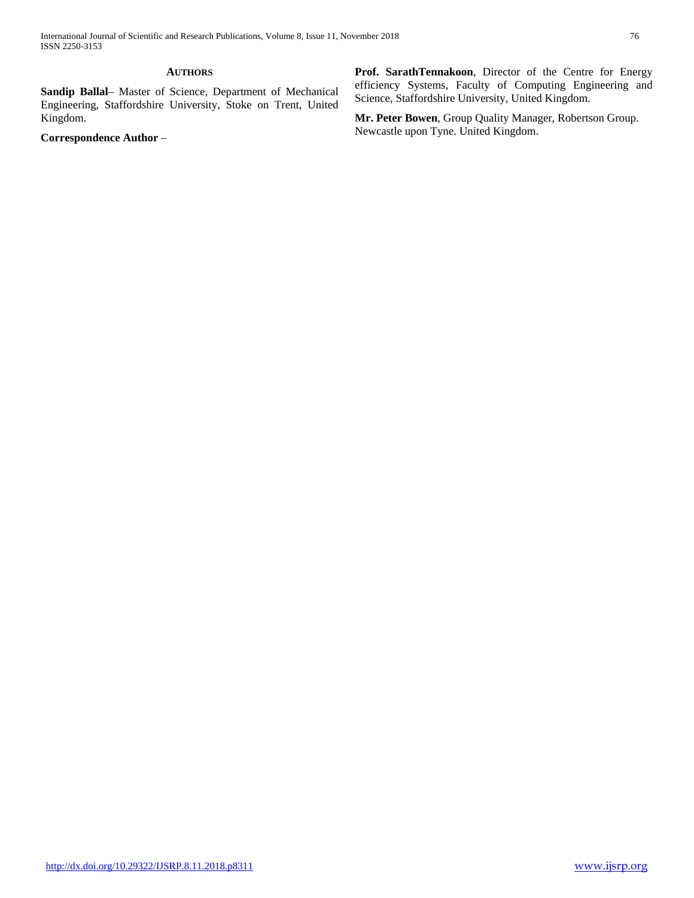## AUTHORS

**Sandip Ballal**– Master of Science, Department of Mechanical Engineering, Staffordshire University, Stoke on Trent, United Kingdom.

**Correspondence Author** –

**Prof. SarathTennakoon**, Director of the Centre for Energy efficiency Systems, Faculty of Computing Engineering and Science, Staffordshire University, United Kingdom.

**Mr. Peter Bowen**, Group Quality Manager, Robertson Group. Newcastle upon Tyne. United Kingdom.